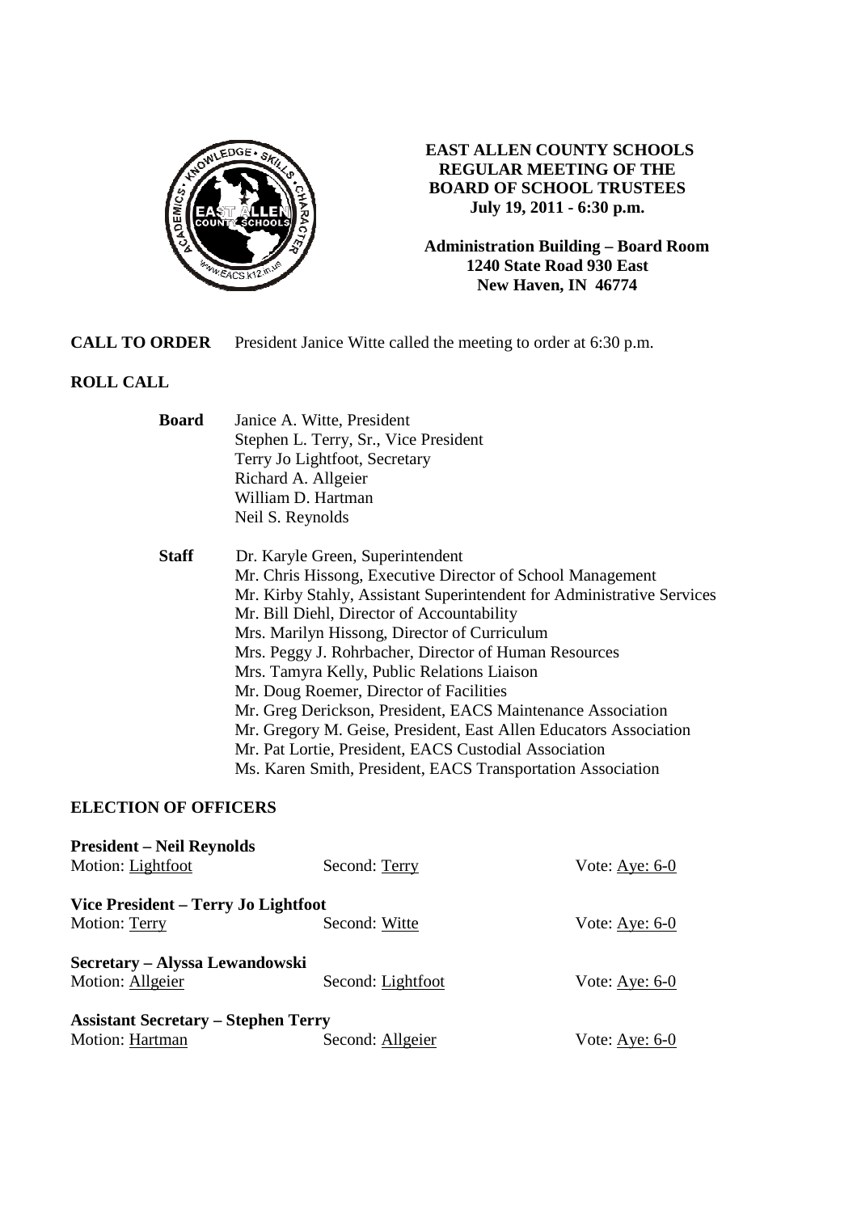# EAST ALLEN COUNTY SCHOOLS REGULAR MEETING OF THE BOARD OF SCHOOL TRUSTEES

**July 19, 2011 - 6:30 p.m.**

**Administration Building – Board Room**
**1240 State Road 930 East**
**New Haven, IN 46774**

**CALL TO ORDER** President Janice Witte called the meeting to order at 6:30 p.m.

## ROLL CALL

**Board**
- Janice A. Witte, President
- Stephen L. Terry, Sr., Vice President
- Terry Jo Lightfoot, Secretary
- Richard A. Allgeier
- William D. Hartman
- Neil S. Reynolds

**Staff**
- Dr. Karyle Green, Superintendent
- Mr. Chris Hissong, Executive Director of School Management
- Mr. Kirby Stahly, Assistant Superintendent for Administrative Services
- Mr. Bill Diehl, Director of Accountability
- Mrs. Marilyn Hissong, Director of Curriculum
- Mrs. Peggy J. Rohrbacher, Director of Human Resources
- Mrs. Tamyra Kelly, Public Relations Liaison
- Mr. Doug Roemer, Director of Facilities
- Mr. Greg Derickson, President, EACS Maintenance Association
- Mr. Gregory M. Geise, President, East Allen Educators Association
- Mr. Pat Lortie, President, EACS Custodial Association
- Ms. Karen Smith, President, EACS Transportation Association

## ELECTION OF OFFICERS

**President – Neil Reynolds**
Motion: Lightfoot | Second: Terry | Vote: Aye: 6-0

**Vice President – Terry Jo Lightfoot**
Motion: Terry | Second: Witte | Vote: Aye: 6-0

**Secretary – Alyssa Lewandowski**
Motion: Allgeier | Second: Lightfoot | Vote: Aye: 6-0

**Assistant Secretary – Stephen Terry**
Motion: Hartman | Second: Allgeier | Vote: Aye: 6-0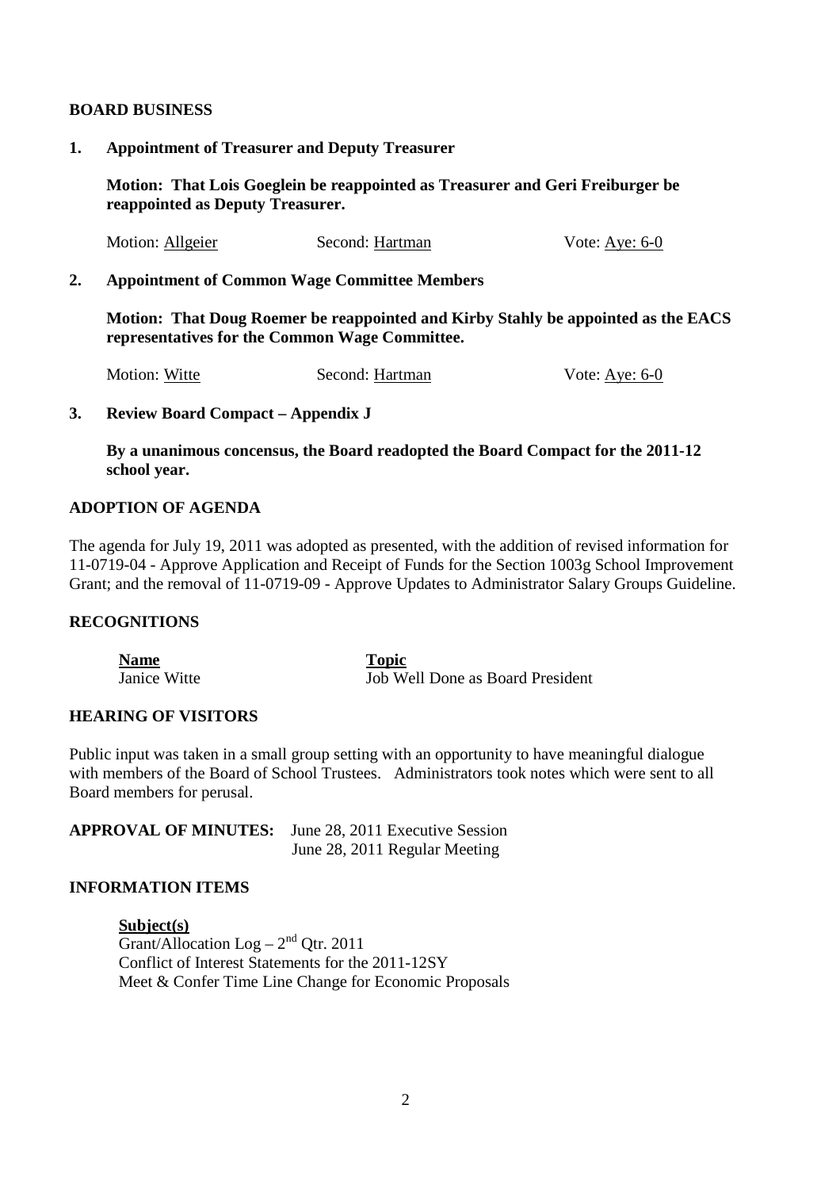## BOARD BUSINESS

**1. Appointment of Treasurer and Deputy Treasurer**

**Motion: That Lois Goeglein be reappointed as Treasurer and Geri Freiburger be reappointed as Deputy Treasurer.**

Motion: Allgeier    Second: Hartman    Vote: Aye: 6-0

**2. Appointment of Common Wage Committee Members**

**Motion: That Doug Roemer be reappointed and Kirby Stahly be appointed as the EACS representatives for the Common Wage Committee.**

Motion: Witte    Second: Hartman    Vote: Aye: 6-0

**3. Review Board Compact – Appendix J**

**By a unanimous concensus, the Board readopted the Board Compact for the 2011-12 school year.**

## ADOPTION OF AGENDA

The agenda for July 19, 2011 was adopted as presented, with the addition of revised information for 11-0719-04 - Approve Application and Receipt of Funds for the Section 1003g School Improvement Grant; and the removal of 11-0719-09 - Approve Updates to Administrator Salary Groups Guideline.

## RECOGNITIONS

| Name | Topic |
| --- | --- |
| Janice Witte | Job Well Done as Board President |

## HEARING OF VISITORS

Public input was taken in a small group setting with an opportunity to have meaningful dialogue with members of the Board of School Trustees. Administrators took notes which were sent to all Board members for perusal.

**APPROVAL OF MINUTES:** June 28, 2011 Executive Session
June 28, 2011 Regular Meeting

## INFORMATION ITEMS

**Subject(s)**

Grant/Allocation Log – 2nd Qtr. 2011
Conflict of Interest Statements for the 2011-12SY
Meet & Confer Time Line Change for Economic Proposals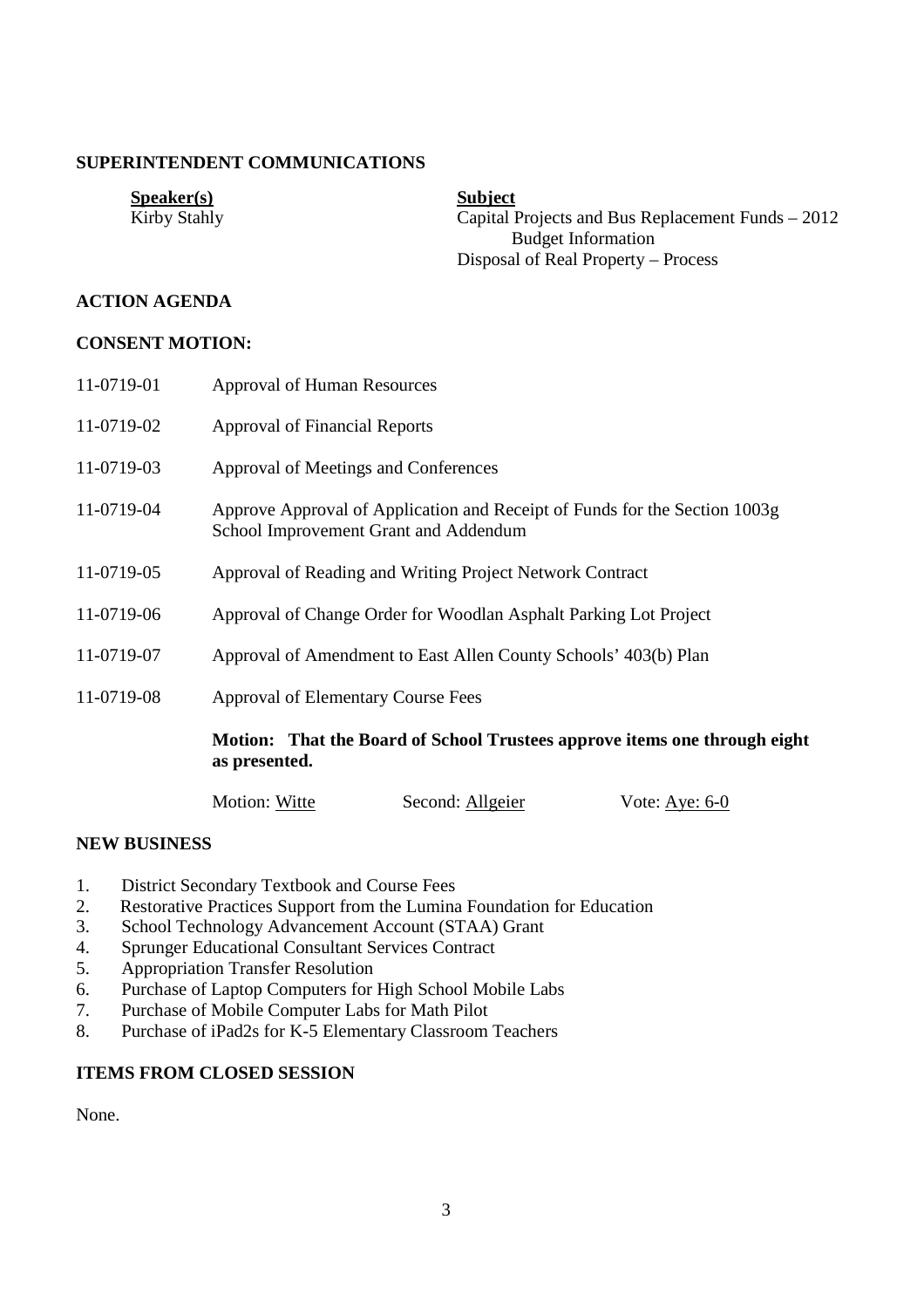## SUPERINTENDENT COMMUNICATIONS

| **Speaker(s)** | **Subject** |
| --- | --- |
| Kirby Stahly | Capital Projects and Bus Replacement Funds – 2012 Budget Information |
| | Disposal of Real Property – Process |

## ACTION AGENDA

### CONSENT MOTION:

| | |
| --- | --- |
| 11-0719-01 | Approval of Human Resources |
| 11-0719-02 | Approval of Financial Reports |
| 11-0719-03 | Approval of Meetings and Conferences |
| 11-0719-04 | Approve Approval of Application and Receipt of Funds for the Section 1003g School Improvement Grant and Addendum |
| 11-0719-05 | Approval of Reading and Writing Project Network Contract |
| 11-0719-06 | Approval of Change Order for Woodlan Asphalt Parking Lot Project |
| 11-0719-07 | Approval of Amendment to East Allen County Schools' 403(b) Plan |
| 11-0719-08 | Approval of Elementary Course Fees |

**Motion: That the Board of School Trustees approve items one through eight as presented.**

Motion: Witte    Second: Allgeier    Vote: Aye: 6-0

## NEW BUSINESS

1. District Secondary Textbook and Course Fees
2. Restorative Practices Support from the Lumina Foundation for Education
3. School Technology Advancement Account (STAA) Grant
4. Sprunger Educational Consultant Services Contract
5. Appropriation Transfer Resolution
6. Purchase of Laptop Computers for High School Mobile Labs
7. Purchase of Mobile Computer Labs for Math Pilot
8. Purchase of iPad2s for K-5 Elementary Classroom Teachers

## ITEMS FROM CLOSED SESSION

None.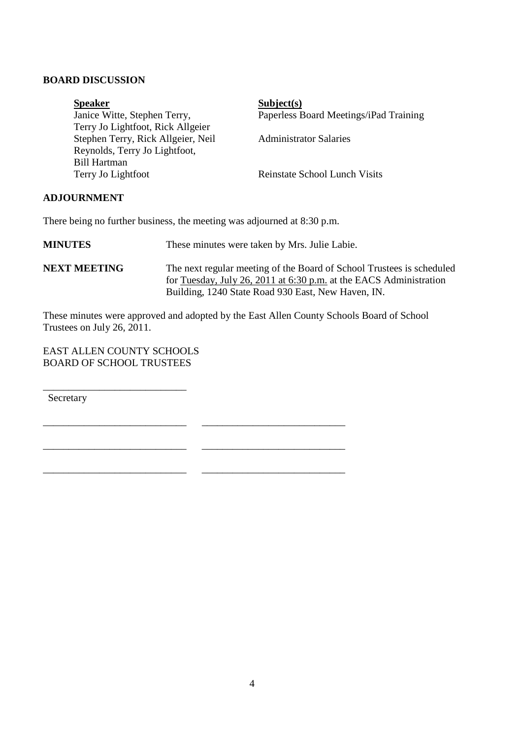**BOARD DISCUSSION**

| Speaker | Subject(s) |
|---|---|
| Janice Witte, Stephen Terry, Terry Jo Lightfoot, Rick Allgeier | Paperless Board Meetings/iPad Training |
| Stephen Terry, Rick Allgeier, Neil Reynolds, Terry Jo Lightfoot, Bill Hartman | Administrator Salaries |
| Terry Jo Lightfoot | Reinstate School Lunch Visits |

**ADJOURNMENT**

There being no further business, the meeting was adjourned at 8:30 p.m.

**MINUTES** These minutes were taken by Mrs. Julie Labie.

**NEXT MEETING** The next regular meeting of the Board of School Trustees is scheduled for Tuesday, July 26, 2011 at 6:30 p.m. at the EACS Administration Building, 1240 State Road 930 East, New Haven, IN.

These minutes were approved and adopted by the East Allen County Schools Board of School Trustees on July 26, 2011.

EAST ALLEN COUNTY SCHOOLS
BOARD OF SCHOOL TRUSTEES

____________________________
Secretary

____________________________ ____________________________

____________________________ ____________________________

____________________________ ____________________________